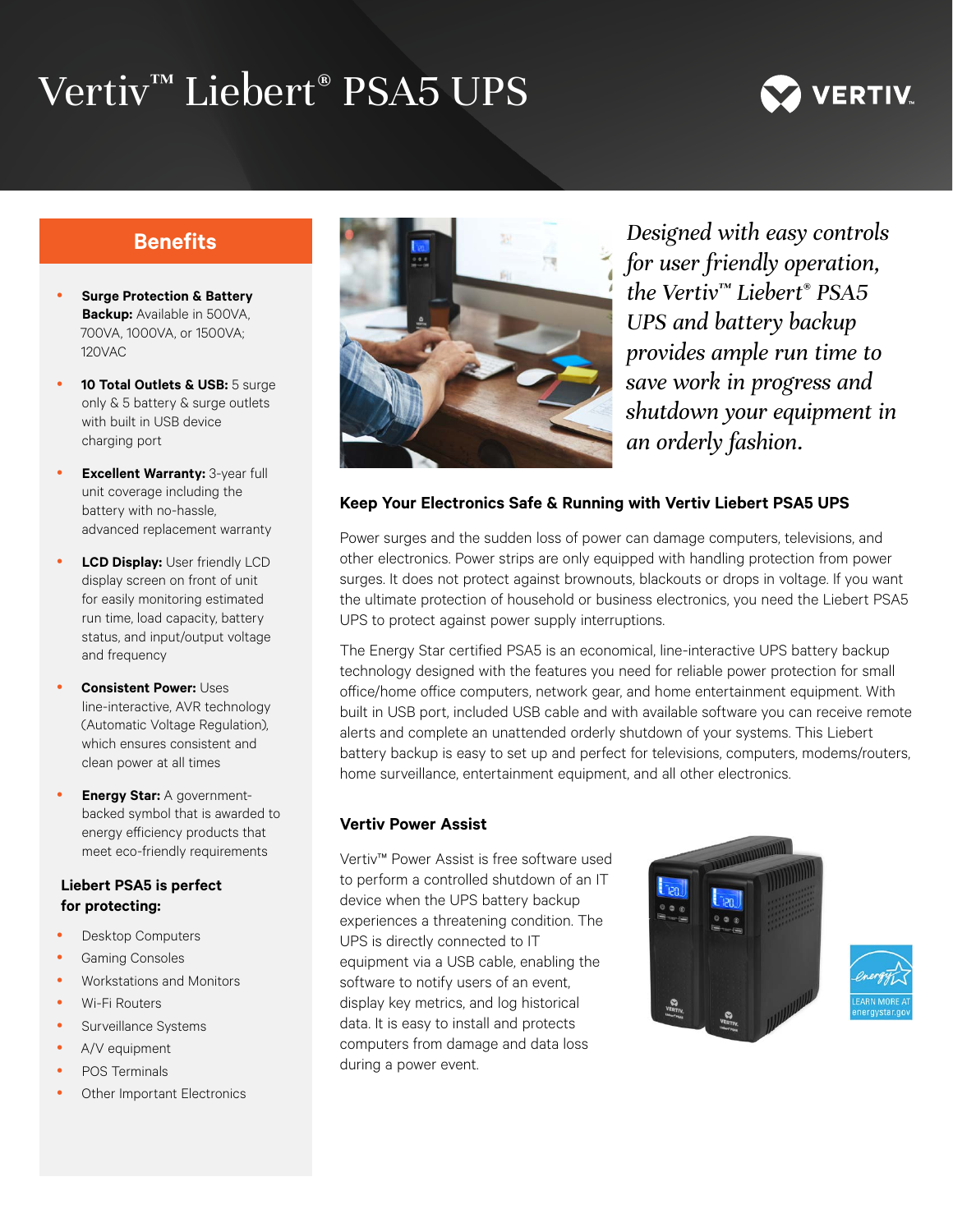# Vertiv™ Liebert® PSA5 UPS

## Benefits

- **Surge Protection & Battery Backup:** Available in 500VA, 700VA, 1000VA, or 1500VA; 120VAC
- **10 Total Outlets & USB:** 5 surge only & 5 battery & surge outlets with built in USB device charging port
- **Excellent Warranty:** 3-year full unit coverage including the battery with no-hassle, advanced replacement warranty
- **LCD Display:** User friendly LCD display screen on front of unit for easily monitoring estimated run time, load capacity, battery status, and input/output voltage and frequency
- **Consistent Power:** Uses line-interactive, AVR technology (Automatic Voltage Regulation), which ensures consistent and clean power at all times
- **Energy Star:** A government-backed symbol that is awarded to energy efficiency products that meet eco-friendly requirements

### Liebert PSA5 is perfect for protecting:

- Desktop Computers
- Gaming Consoles
- Workstations and Monitors
- Wi-Fi Routers
- Surveillance Systems
- A/V equipment
- POS Terminals
- Other Important Electronics

*Designed with easy controls for user friendly operation, the Vertiv™ Liebert® PSA5 UPS and battery backup provides ample run time to save work in progress and shutdown your equipment in an orderly fashion.*

### Keep Your Electronics Safe & Running with Vertiv Liebert PSA5 UPS

Power surges and the sudden loss of power can damage computers, televisions, and other electronics. Power strips are only equipped with handling protection from power surges. It does not protect against brownouts, blackouts or drops in voltage. If you want the ultimate protection of household or business electronics, you need the Liebert PSA5 UPS to protect against power supply interruptions.

The Energy Star certified PSA5 is an economical, line-interactive UPS battery backup technology designed with the features you need for reliable power protection for small office/home office computers, network gear, and home entertainment equipment. With built in USB port, included USB cable and with available software you can receive remote alerts and complete an unattended orderly shutdown of your systems. This Liebert battery backup is easy to set up and perfect for televisions, computers, modems/routers, home surveillance, entertainment equipment, and all other electronics.

### Vertiv Power Assist

Vertiv™ Power Assist is free software used to perform a controlled shutdown of an IT device when the UPS battery backup experiences a threatening condition. The UPS is directly connected to IT equipment via a USB cable, enabling the software to notify users of an event, display key metrics, and log historical data. It is easy to install and protects computers from damage and data loss during a power event.

LEARN MORE AT energystar.gov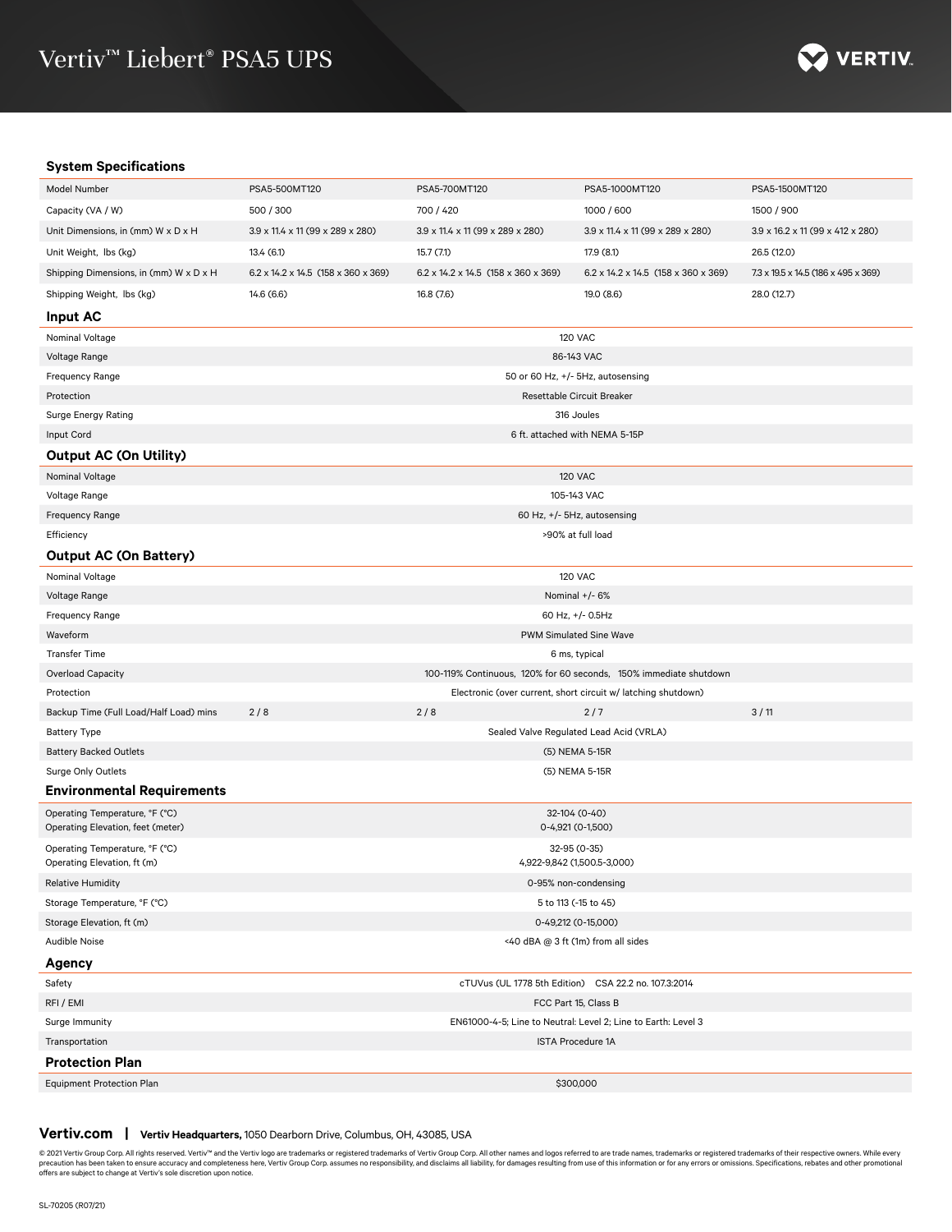# Vertiv™ Liebert® PSA5 UPS

## System Specifications

| Model Number | PSA5-500MT120 | PSA5-700MT120 | PSA5-1000MT120 | PSA5-1500MT120 |
|---|---|---|---|---|
| Capacity (VA / W) | 500 / 300 | 700 / 420 | 1000 / 600 | 1500 / 900 |
| Unit Dimensions, in (mm) W x D x H | 3.9 x 11.4 x 11 (99 x 289 x 280) | 3.9 x 11.4 x 11 (99 x 289 x 280) | 3.9 x 11.4 x 11 (99 x 289 x 280) | 3.9 x 16.2 x 11 (99 x 412 x 280) |
| Unit Weight, lbs (kg) | 13.4 (6.1) | 15.7 (7.1) | 17.9 (8.1) | 26.5 (12.0) |
| Shipping Dimensions, in (mm) W x D x H | 6.2 x 14.2 x 14.5 (158 x 360 x 369) | 6.2 x 14.2 x 14.5 (158 x 360 x 369) | 6.2 x 14.2 x 14.5 (158 x 360 x 369) | 7.3 x 19.5 x 14.5 (186 x 495 x 369) |
| Shipping Weight, lbs (kg) | 14.6 (6.6) | 16.8 (7.6) | 19.0 (8.6) | 28.0 (12.7) |

## Input AC

| | |
|---|---|
| Nominal Voltage | 120 VAC |
| Voltage Range | 86-143 VAC |
| Frequency Range | 50 or 60 Hz, +/- 5Hz, autosensing |
| Protection | Resettable Circuit Breaker |
| Surge Energy Rating | 316 Joules |
| Input Cord | 6 ft. attached with NEMA 5-15P |

## Output AC (On Utility)

| | |
|---|---|
| Nominal Voltage | 120 VAC |
| Voltage Range | 105-143 VAC |
| Frequency Range | 60 Hz, +/- 5Hz, autosensing |
| Efficiency | >90% at full load |

## Output AC (On Battery)

| | | | | |
|---|---|---|---|---|
| Nominal Voltage | 120 VAC | | | |
| Voltage Range | Nominal +/- 6% | | | |
| Frequency Range | 60 Hz, +/- 0.5Hz | | | |
| Waveform | PWM Simulated Sine Wave | | | |
| Transfer Time | 6 ms, typical | | | |
| Overload Capacity | 100-119% Continuous, 120% for 60 seconds, 150% immediate shutdown | | | |
| Protection | Electronic (over current, short circuit w/ latching shutdown) | | | |
| Backup Time (Full Load/Half Load) mins | 2 / 8 | 2 / 8 | 2 / 7 | 3 / 11 |
| Battery Type | Sealed Valve Regulated Lead Acid (VRLA) | | | |
| Battery Backed Outlets | (5) NEMA 5-15R | | | |
| Surge Only Outlets | (5) NEMA 5-15R | | | |

## Environmental Requirements

| | |
|---|---|
| Operating Temperature, °F (°C)<br>Operating Elevation, feet (meter) | 32-104 (0-40)<br>0-4,921 (0-1,500) |
| Operating Temperature, °F (°C)<br>Operating Elevation, ft (m) | 32-95 (0-35)<br>4,922-9,842 (1,500.5-3,000) |
| Relative Humidity | 0-95% non-condensing |
| Storage Temperature, °F (°C) | 5 to 113 (-15 to 45) |
| Storage Elevation, ft (m) | 0-49,212 (0-15,000) |
| Audible Noise | <40 dBA @ 3 ft (1m) from all sides |

## Agency

| | |
|---|---|
| Safety | cTUVus (UL 1778 5th Edition) CSA 22.2 no. 107.3:2014 |
| RFI / EMI | FCC Part 15, Class B |
| Surge Immunity | EN61000-4-5; Line to Neutral: Level 2; Line to Earth: Level 3 |
| Transportation | ISTA Procedure 1A |

## Protection Plan

| | |
|---|---|
| Equipment Protection Plan | $300,000 |

**Vertiv.com** | **Vertiv Headquarters,** 1050 Dearborn Drive, Columbus, OH, 43085, USA

© 2021 Vertiv Group Corp. All rights reserved. Vertiv™ and the Vertiv logo are trademarks or registered trademarks of Vertiv Group Corp. All other names and logos referred to are trade names, trademarks or registered trademarks of their respective owners. While every precaution has been taken to ensure accuracy and completeness here, Vertiv Group Corp. assumes no responsibility, and disclaims all liability, for damages resulting from use of this information or for any errors or omissions. Specifications, rebates and other promotional offers are subject to change at Vertiv's sole discretion upon notice.

SL-70205 (R07/21)